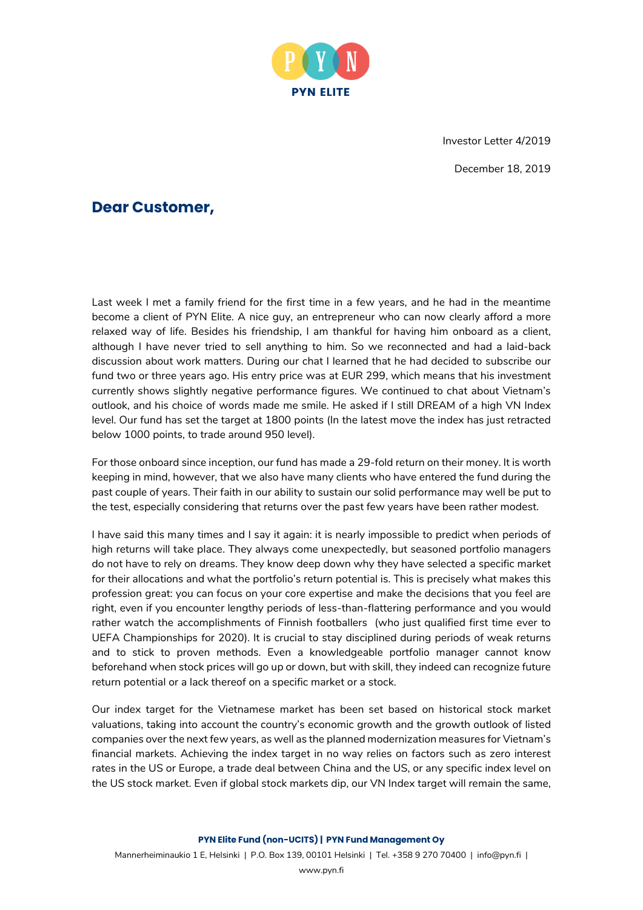PYN ELITE

Investor Letter 4/2019

December 18, 2019

## Dear Customer,

Last week I met a family friend for the first time in a few years, and he had in the meantime become a client of PYN Elite. A nice guy, an entrepreneur who can now clearly afford a more relaxed way of life. Besides his friendship, I am thankful for having him onboard as a client, although I have never tried to sell anything to him. So we reconnected and had a laid-back discussion about work matters. During our chat I learned that he had decided to subscribe our fund two or three years ago. His entry price was at EUR 299, which means that his investment currently shows slightly negative performance figures. We continued to chat about Vietnam's outlook, and his choice of words made me smile. He asked if I still DREAM of a high VN Index level. Our fund has set the target at 1800 points (In the latest move the index has just retracted below 1000 points, to trade around 950 level).

For those onboard since inception, our fund has made a 29-fold return on their money. It is worth keeping in mind, however, that we also have many clients who have entered the fund during the past couple of years. Their faith in our ability to sustain our solid performance may well be put to the test, especially considering that returns over the past few years have been rather modest.

I have said this many times and I say it again: it is nearly impossible to predict when periods of high returns will take place. They always come unexpectedly, but seasoned portfolio managers do not have to rely on dreams. They know deep down why they have selected a specific market for their allocations and what the portfolio's return potential is. This is precisely what makes this profession great: you can focus on your core expertise and make the decisions that you feel are right, even if you encounter lengthy periods of less-than-flattering performance and you would rather watch the accomplishments of Finnish footballers (who just qualified first time ever to UEFA Championships for 2020). It is crucial to stay disciplined during periods of weak returns and to stick to proven methods. Even a knowledgeable portfolio manager cannot know beforehand when stock prices will go up or down, but with skill, they indeed can recognize future return potential or a lack thereof on a specific market or a stock.

Our index target for the Vietnamese market has been set based on historical stock market valuations, taking into account the country's economic growth and the growth outlook of listed companies over the next few years, as well as the planned modernization measures for Vietnam's financial markets. Achieving the index target in no way relies on factors such as zero interest rates in the US or Europe, a trade deal between China and the US, or any specific index level on the US stock market. Even if global stock markets dip, our VN Index target will remain the same,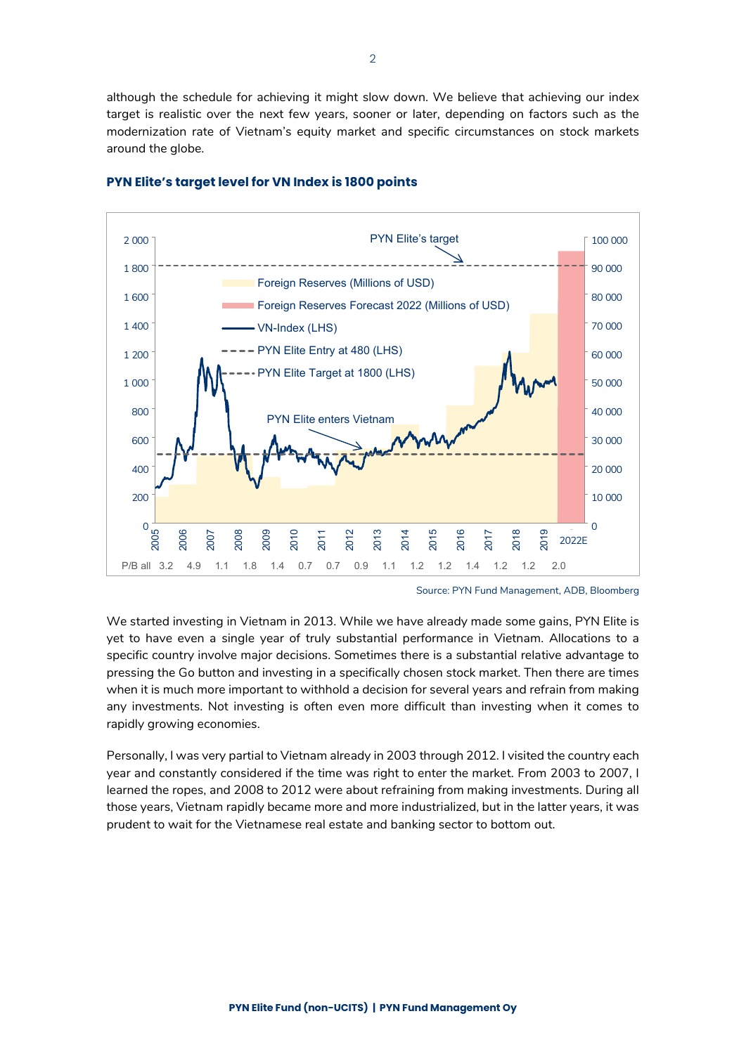although the schedule for achieving it might slow down. We believe that achieving our index target is realistic over the next few years, sooner or later, depending on factors such as the modernization rate of Vietnam's equity market and specific circumstances on stock markets around the globe.

**PYN Elite's target level for VN Index is 1800 points**

Source: PYN Fund Management, ADB, Bloomberg

We started investing in Vietnam in 2013. While we have already made some gains, PYN Elite is yet to have even a single year of truly substantial performance in Vietnam. Allocations to a specific country involve major decisions. Sometimes there is a substantial relative advantage to pressing the Go button and investing in a specifically chosen stock market. Then there are times when it is much more important to withhold a decision for several years and refrain from making any investments. Not investing is often even more difficult than investing when it comes to rapidly growing economies.

Personally, I was very partial to Vietnam already in 2003 through 2012. I visited the country each year and constantly considered if the time was right to enter the market. From 2003 to 2007, I learned the ropes, and 2008 to 2012 were about refraining from making investments. During all those years, Vietnam rapidly became more and more industrialized, but in the latter years, it was prudent to wait for the Vietnamese real estate and banking sector to bottom out.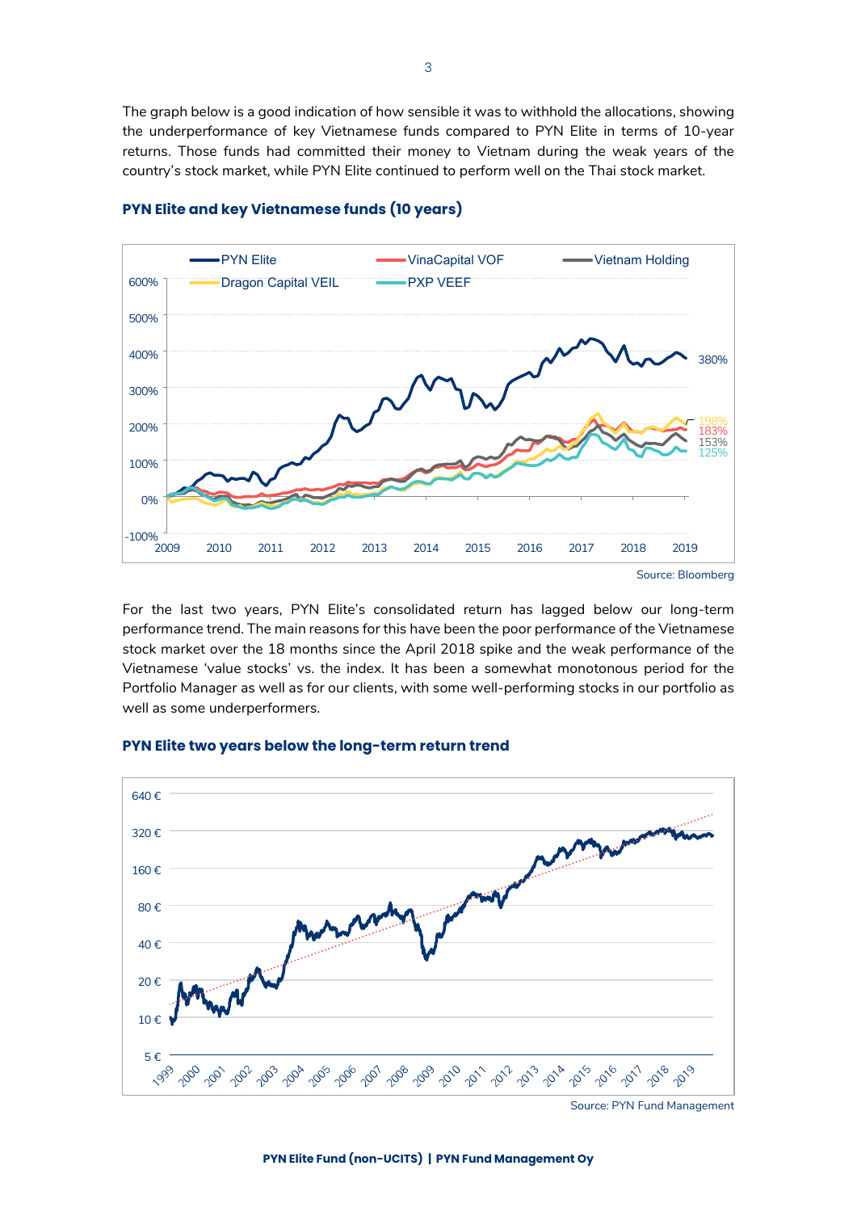The graph below is a good indication of how sensible it was to withhold the allocations, showing the underperformance of key Vietnamese funds compared to PYN Elite in terms of 10-year returns. Those funds had committed their money to Vietnam during the weak years of the country's stock market, while PYN Elite continued to perform well on the Thai stock market.

### PYN Elite and key Vietnamese funds (10 years)

Source: Bloomberg

For the last two years, PYN Elite's consolidated return has lagged below our long-term performance trend. The main reasons for this have been the poor performance of the Vietnamese stock market over the 18 months since the April 2018 spike and the weak performance of the Vietnamese 'value stocks' vs. the index. It has been a somewhat monotonous period for the Portfolio Manager as well as for our clients, with some well-performing stocks in our portfolio as well as some underperformers.

### PYN Elite two years below the long-term return trend

Source: PYN Fund Management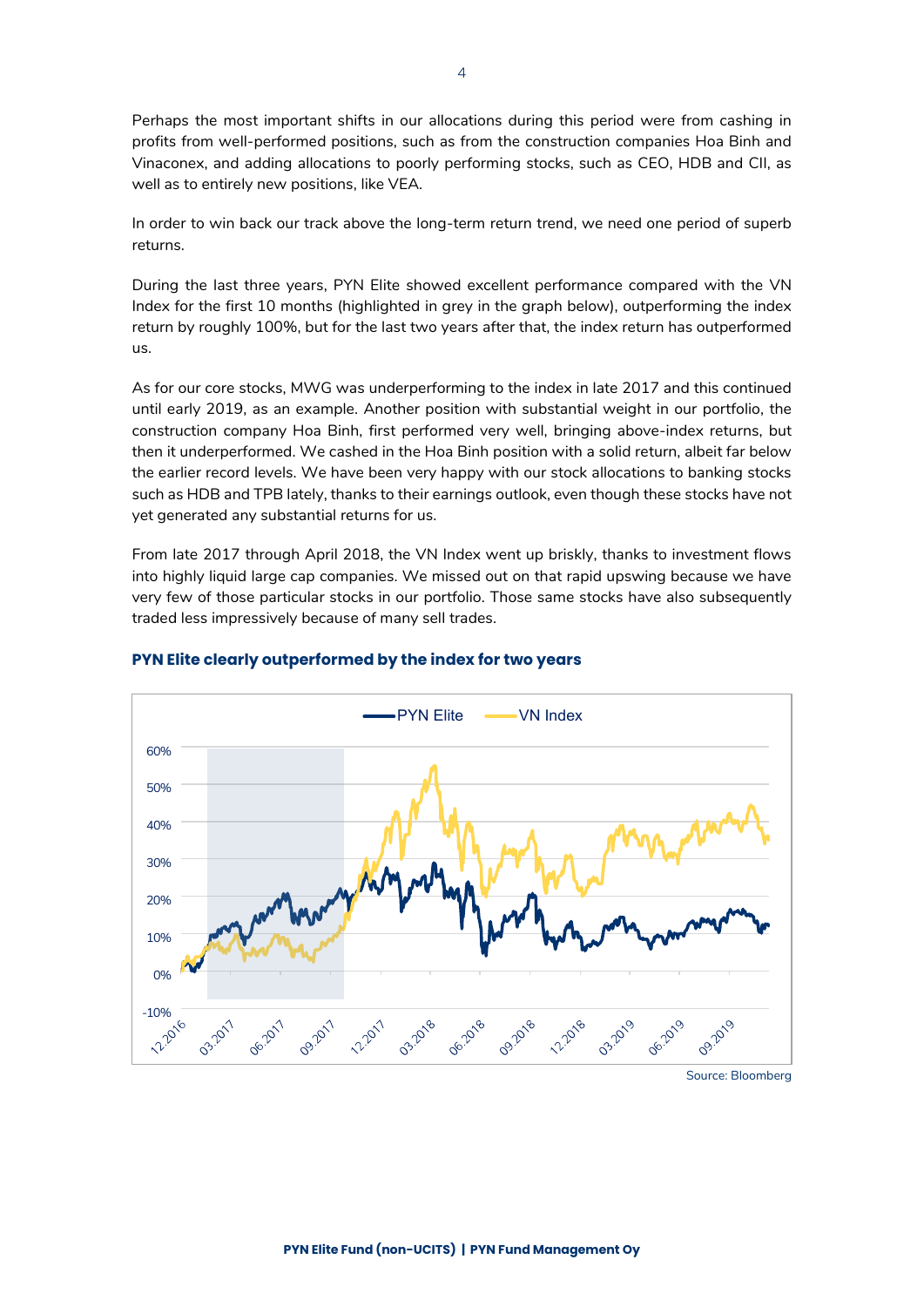Perhaps the most important shifts in our allocations during this period were from cashing in profits from well-performed positions, such as from the construction companies Hoa Binh and Vinaconex, and adding allocations to poorly performing stocks, such as CEO, HDB and CII, as well as to entirely new positions, like VEA.

In order to win back our track above the long-term return trend, we need one period of superb returns.

During the last three years, PYN Elite showed excellent performance compared with the VN Index for the first 10 months (highlighted in grey in the graph below), outperforming the index return by roughly 100%, but for the last two years after that, the index return has outperformed us.

As for our core stocks, MWG was underperforming to the index in late 2017 and this continued until early 2019, as an example. Another position with substantial weight in our portfolio, the construction company Hoa Binh, first performed very well, bringing above-index returns, but then it underperformed. We cashed in the Hoa Binh position with a solid return, albeit far below the earlier record levels. We have been very happy with our stock allocations to banking stocks such as HDB and TPB lately, thanks to their earnings outlook, even though these stocks have not yet generated any substantial returns for us.

From late 2017 through April 2018, the VN Index went up briskly, thanks to investment flows into highly liquid large cap companies. We missed out on that rapid upswing because we have very few of those particular stocks in our portfolio. Those same stocks have also subsequently traded less impressively because of many sell trades.

**PYN Elite clearly outperformed by the index for two years**

Source: Bloomberg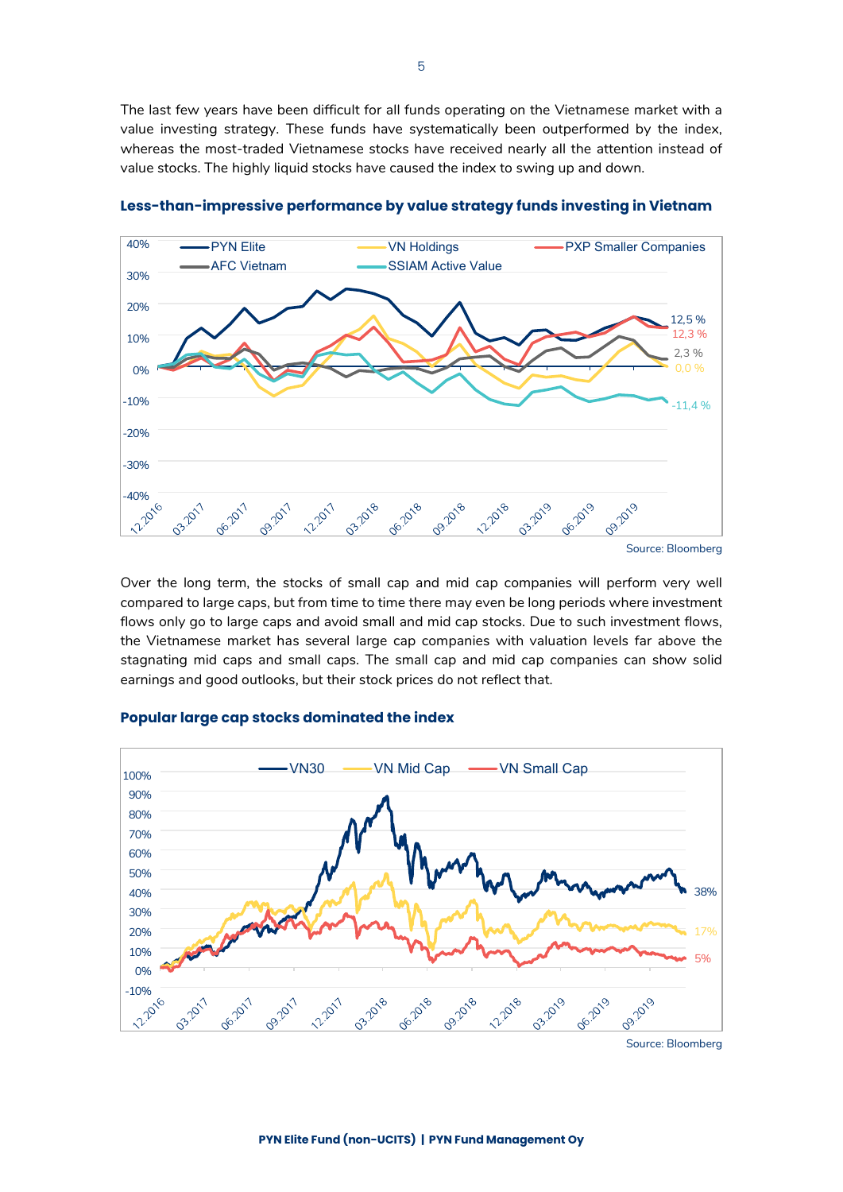The last few years have been difficult for all funds operating on the Vietnamese market with a value investing strategy. These funds have systematically been outperformed by the index, whereas the most-traded Vietnamese stocks have received nearly all the attention instead of value stocks. The highly liquid stocks have caused the index to swing up and down.

**Less-than-impressive performance by value strategy funds investing in Vietnam**

Source: Bloomberg

Over the long term, the stocks of small cap and mid cap companies will perform very well compared to large caps, but from time to time there may even be long periods where investment flows only go to large caps and avoid small and mid cap stocks. Due to such investment flows, the Vietnamese market has several large cap companies with valuation levels far above the stagnating mid caps and small caps. The small cap and mid cap companies can show solid earnings and good outlooks, but their stock prices do not reflect that.

**Popular large cap stocks dominated the index**

Source: Bloomberg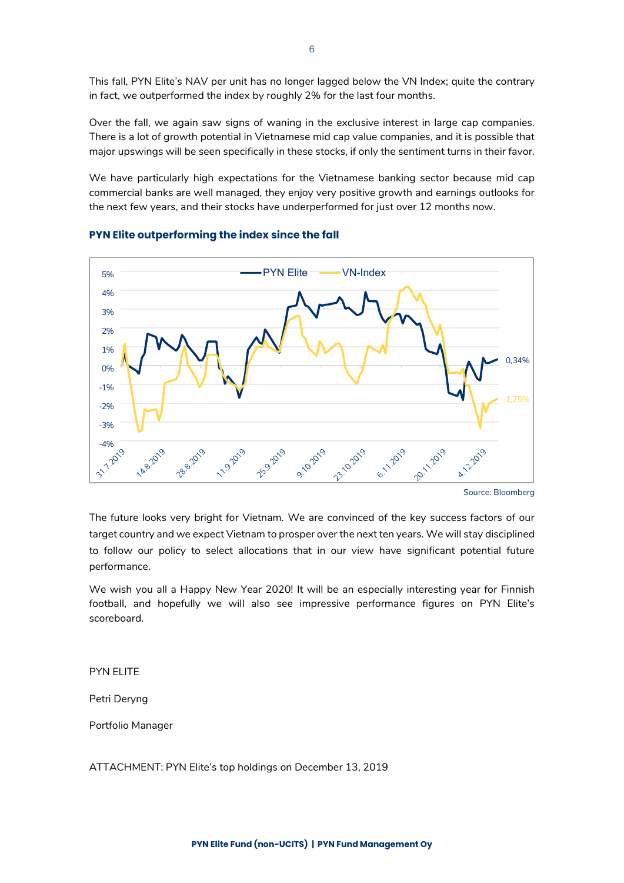This fall, PYN Elite's NAV per unit has no longer lagged below the VN Index; quite the contrary in fact, we outperformed the index by roughly 2% for the last four months.

Over the fall, we again saw signs of waning in the exclusive interest in large cap companies. There is a lot of growth potential in Vietnamese mid cap value companies, and it is possible that major upswings will be seen specifically in these stocks, if only the sentiment turns in their favor.

We have particularly high expectations for the Vietnamese banking sector because mid cap commercial banks are well managed, they enjoy very positive growth and earnings outlooks for the next few years, and their stocks have underperformed for just over 12 months now.

**PYN Elite outperforming the index since the fall**

Source: Bloomberg

The future looks very bright for Vietnam. We are convinced of the key success factors of our target country and we expect Vietnam to prosper over the next ten years. We will stay disciplined to follow our policy to select allocations that in our view have significant potential future performance.

We wish you all a Happy New Year 2020! It will be an especially interesting year for Finnish football, and hopefully we will also see impressive performance figures on PYN Elite's scoreboard.

PYN ELITE

Petri Deryng

Portfolio Manager

ATTACHMENT: PYN Elite's top holdings on December 13, 2019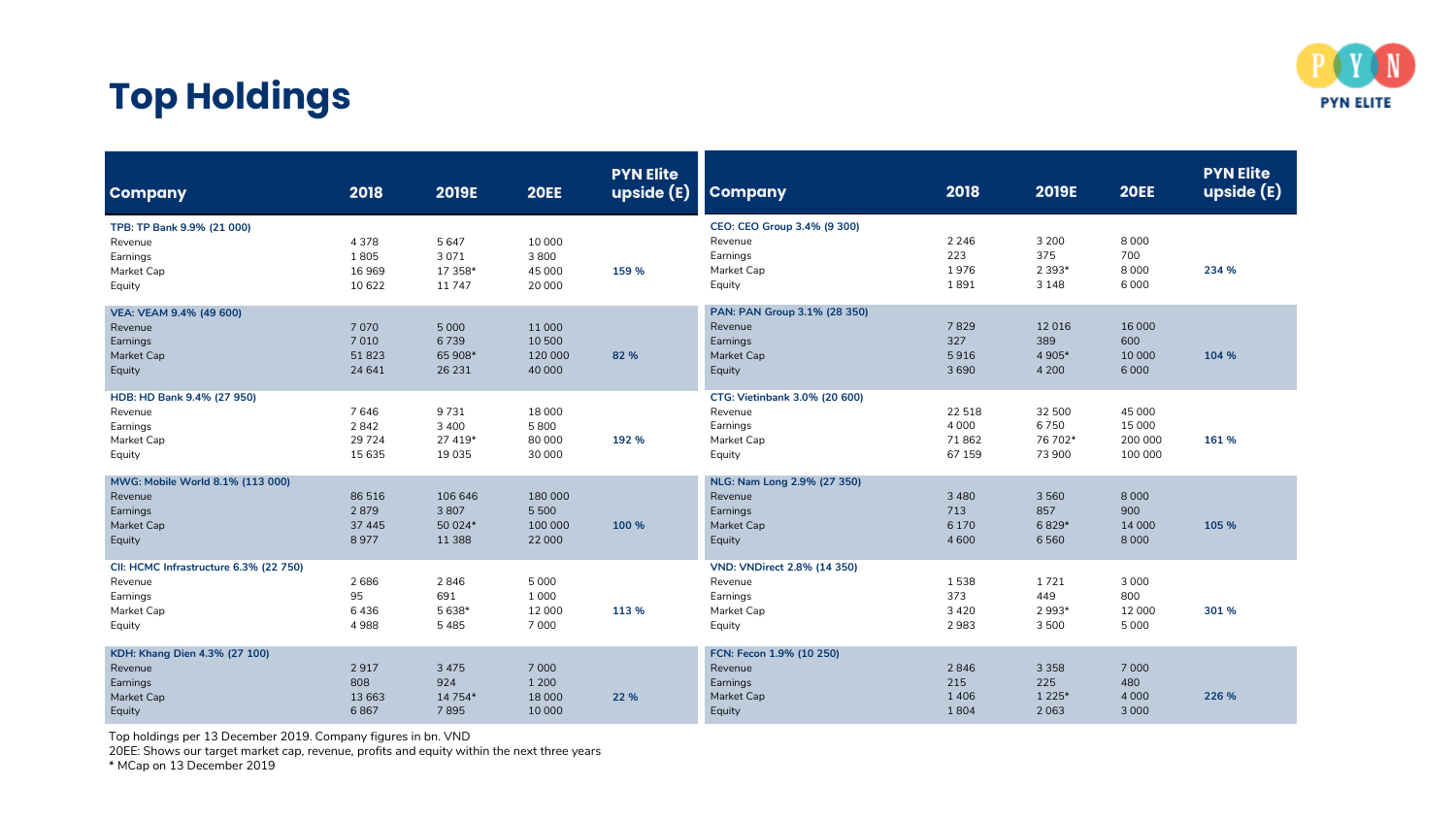# Top Holdings

| Company | 2018 | 2019E | 20EE | PYN Elite upside (E) |
|---|---|---|---|---|
| **TPB: TP Bank 9.9% (21 000)** | | | | |
| Revenue | 4 378 | 5 647 | 10 000 | |
| Earnings | 1 805 | 3 071 | 3 800 | |
| Market Cap | 16 969 | 17 358* | 45 000 | 159 % |
| Equity | 10 622 | 11 747 | 20 000 | |
| **VEA: VEAM 9.4% (49 600)** | | | | |
| Revenue | 7 070 | 5 000 | 11 000 | |
| Earnings | 7 010 | 6 739 | 10 500 | |
| Market Cap | 51 823 | 65 908* | 120 000 | 82 % |
| Equity | 24 641 | 26 231 | 40 000 | |
| **HDB: HD Bank 9.4% (27 950)** | | | | |
| Revenue | 7 646 | 9 731 | 18 000 | |
| Earnings | 2 842 | 3 400 | 5 800 | |
| Market Cap | 29 724 | 27 419* | 80 000 | 192 % |
| Equity | 15 635 | 19 035 | 30 000 | |
| **MWG: Mobile World 8.1% (113 000)** | | | | |
| Revenue | 86 516 | 106 646 | 180 000 | |
| Earnings | 2 879 | 3 807 | 5 500 | |
| Market Cap | 37 445 | 50 024* | 100 000 | 100 % |
| Equity | 8 977 | 11 388 | 22 000 | |
| **CII: HCMC Infrastructure 6.3% (22 750)** | | | | |
| Revenue | 2 686 | 2 846 | 5 000 | |
| Earnings | 95 | 691 | 1 000 | |
| Market Cap | 6 436 | 5 638* | 12 000 | 113 % |
| Equity | 4 988 | 5 485 | 7 000 | |
| **KDH: Khang Dien 4.3% (27 100)** | | | | |
| Revenue | 2 917 | 3 475 | 7 000 | |
| Earnings | 808 | 924 | 1 200 | |
| Market Cap | 13 663 | 14 754* | 18 000 | 22 % |
| Equity | 6 867 | 7 895 | 10 000 | |

| Company | 2018 | 2019E | 20EE | PYN Elite upside (E) |
|---|---|---|---|---|
| **CEO: CEO Group 3.4% (9 300)** | | | | |
| Revenue | 2 246 | 3 200 | 8 000 | |
| Earnings | 223 | 375 | 700 | |
| Market Cap | 1 976 | 2 393* | 8 000 | 234 % |
| Equity | 1 891 | 3 148 | 6 000 | |
| **PAN: PAN Group 3.1% (28 350)** | | | | |
| Revenue | 7 829 | 12 016 | 16 000 | |
| Earnings | 327 | 389 | 600 | |
| Market Cap | 5 916 | 4 905* | 10 000 | 104 % |
| Equity | 3 690 | 4 200 | 6 000 | |
| **CTG: Vietinbank 3.0% (20 600)** | | | | |
| Revenue | 22 518 | 32 500 | 45 000 | |
| Earnings | 4 000 | 6 750 | 15 000 | |
| Market Cap | 71 862 | 76 702* | 200 000 | 161 % |
| Equity | 67 159 | 73 900 | 100 000 | |
| **NLG: Nam Long 2.9% (27 350)** | | | | |
| Revenue | 3 480 | 3 560 | 8 000 | |
| Earnings | 713 | 857 | 900 | |
| Market Cap | 6 170 | 6 829* | 14 000 | 105 % |
| Equity | 4 600 | 6 560 | 8 000 | |
| **VND: VNDirect 2.8% (14 350)** | | | | |
| Revenue | 1 538 | 1 721 | 3 000 | |
| Earnings | 373 | 449 | 800 | |
| Market Cap | 3 420 | 2 993* | 12 000 | 301 % |
| Equity | 2 983 | 3 500 | 5 000 | |
| **FCN: Fecon 1.9% (10 250)** | | | | |
| Revenue | 2 846 | 3 358 | 7 000 | |
| Earnings | 215 | 225 | 480 | |
| Market Cap | 1 406 | 1 225* | 4 000 | 226 % |
| Equity | 1 804 | 2 063 | 3 000 | |

Top holdings per 13 December 2019. Company figures in bn. VND

20EE: Shows our target market cap, revenue, profits and equity within the next three years

* MCap on 13 December 2019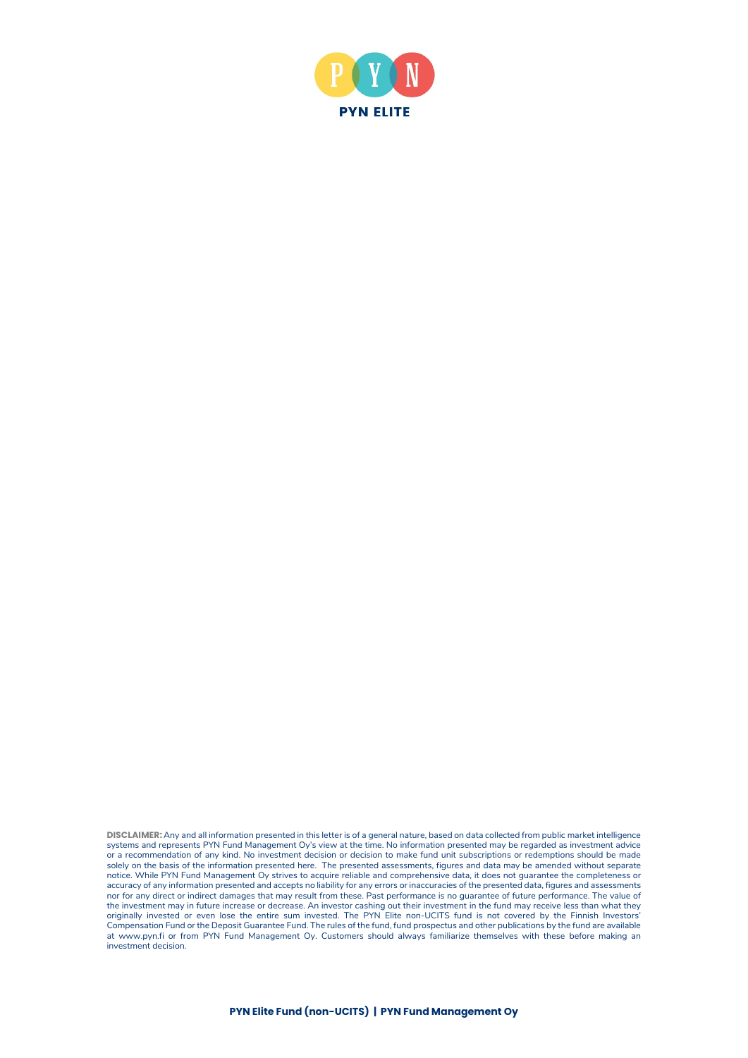PYN ELITE

**DISCLAIMER:** Any and all information presented in this letter is of a general nature, based on data collected from public market intelligence systems and represents PYN Fund Management Oy's view at the time. No information presented may be regarded as investment advice or a recommendation of any kind. No investment decision or decision to make fund unit subscriptions or redemptions should be made solely on the basis of the information presented here. The presented assessments, figures and data may be amended without separate notice. While PYN Fund Management Oy strives to acquire reliable and comprehensive data, it does not guarantee the completeness or accuracy of any information presented and accepts no liability for any errors or inaccuracies of the presented data, figures and assessments nor for any direct or indirect damages that may result from these. Past performance is no guarantee of future performance. The value of the investment may in future increase or decrease. An investor cashing out their investment in the fund may receive less than what they originally invested or even lose the entire sum invested. The PYN Elite non-UCITS fund is not covered by the Finnish Investors' Compensation Fund or the Deposit Guarantee Fund. The rules of the fund, fund prospectus and other publications by the fund are available at www.pyn.fi or from PYN Fund Management Oy. Customers should always familiarize themselves with these before making an investment decision.

**PYN Elite Fund (non-UCITS) | PYN Fund Management Oy**